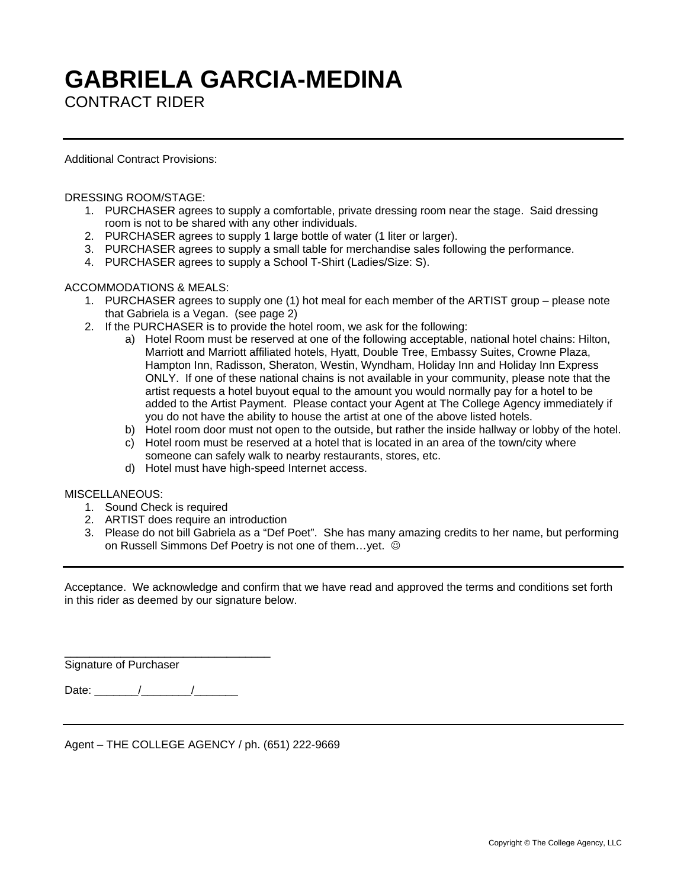# GABRIELA GARCIA-MEDINA

CONTRACT RIDER

---

Additional Contract Provisions:

DRESSING ROOM/STAGE:

1. PURCHASER agrees to supply a comfortable, private dressing room near the stage. Said dressing room is not to be shared with any other individuals.
2. PURCHASER agrees to supply 1 large bottle of water (1 liter or larger).
3. PURCHASER agrees to supply a small table for merchandise sales following the performance.
4. PURCHASER agrees to supply a School T-Shirt (Ladies/Size: S).

ACCOMMODATIONS & MEALS:

1. PURCHASER agrees to supply one (1) hot meal for each member of the ARTIST group – please note that Gabriela is a Vegan. (see page 2)
2. If the PURCHASER is to provide the hotel room, we ask for the following:
   a) Hotel Room must be reserved at one of the following acceptable, national hotel chains: Hilton, Marriott and Marriott affiliated hotels, Hyatt, Double Tree, Embassy Suites, Crowne Plaza, Hampton Inn, Radisson, Sheraton, Westin, Wyndham, Holiday Inn and Holiday Inn Express ONLY. If one of these national chains is not available in your community, please note that the artist requests a hotel buyout equal to the amount you would normally pay for a hotel to be added to the Artist Payment. Please contact your Agent at The College Agency immediately if you do not have the ability to house the artist at one of the above listed hotels.
   b) Hotel room door must not open to the outside, but rather the inside hallway or lobby of the hotel.
   c) Hotel room must be reserved at a hotel that is located in an area of the town/city where someone can safely walk to nearby restaurants, stores, etc.
   d) Hotel must have high-speed Internet access.

MISCELLANEOUS:

1. Sound Check is required
2. ARTIST does require an introduction
3. Please do not bill Gabriela as a "Def Poet". She has many amazing credits to her name, but performing on Russell Simmons Def Poetry is not one of them…yet. ☺

---

Acceptance. We acknowledge and confirm that we have read and approved the terms and conditions set forth in this rider as deemed by our signature below.

_________________________________

Signature of Purchaser

Date: _______/________/_______

---

Agent – THE COLLEGE AGENCY / ph. (651) 222-9669

Copyright © The College Agency, LLC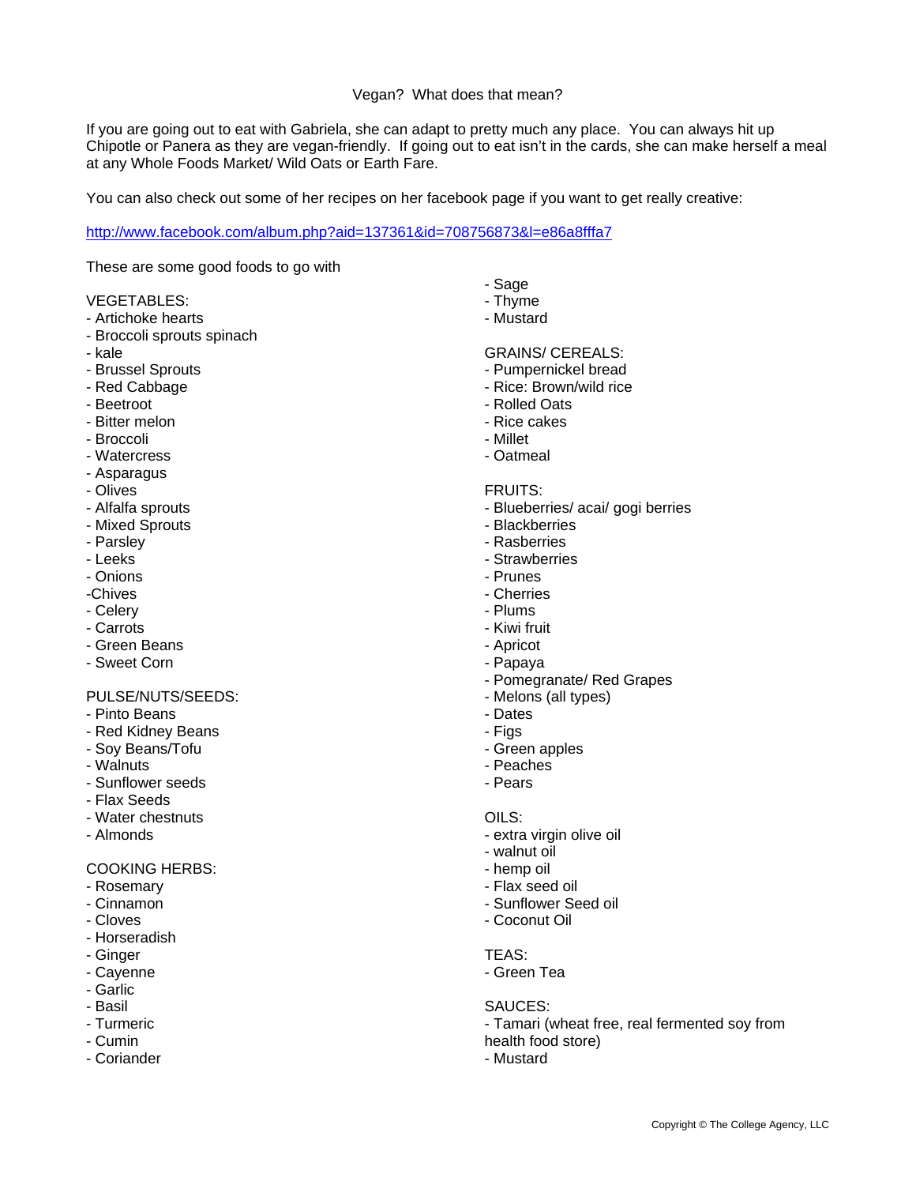Vegan? What does that mean?

If you are going out to eat with Gabriela, she can adapt to pretty much any place. You can always hit up Chipotle or Panera as they are vegan-friendly. If going out to eat isn't in the cards, she can make herself a meal at any Whole Foods Market/ Wild Oats or Earth Fare.

You can also check out some of her recipes on her facebook page if you want to get really creative:

http://www.facebook.com/album.php?aid=137361&id=708756873&l=e86a8fffa7

These are some good foods to go with

VEGETABLES:
- Artichoke hearts
- Broccoli sprouts spinach
- kale
- Brussel Sprouts
- Red Cabbage
- Beetroot
- Bitter melon
- Broccoli
- Watercress
- Asparagus
- Olives
- Alfalfa sprouts
- Mixed Sprouts
- Parsley
- Leeks
- Onions
-Chives
- Celery
- Carrots
- Green Beans
- Sweet Corn

PULSE/NUTS/SEEDS:
- Pinto Beans
- Red Kidney Beans
- Soy Beans/Tofu
- Walnuts
- Sunflower seeds
- Flax Seeds
- Water chestnuts
- Almonds

COOKING HERBS:
- Rosemary
- Cinnamon
- Cloves
- Horseradish
- Ginger
- Cayenne
- Garlic
- Basil
- Turmeric
- Cumin
- Coriander
- Sage
- Thyme
- Mustard

GRAINS/ CEREALS:
- Pumpernickel bread
- Rice: Brown/wild rice
- Rolled Oats
- Rice cakes
- Millet
- Oatmeal

FRUITS:
- Blueberries/ acai/ gogi berries
- Blackberries
- Rasberries
- Strawberries
- Prunes
- Cherries
- Plums
- Kiwi fruit
- Apricot
- Papaya
- Pomegranate/ Red Grapes
- Melons (all types)
- Dates
- Figs
- Green apples
- Peaches
- Pears

OILS:
- extra virgin olive oil
- walnut oil
- hemp oil
- Flax seed oil
- Sunflower Seed oil
- Coconut Oil

TEAS:
- Green Tea

SAUCES:
- Tamari (wheat free, real fermented soy from health food store)
- Mustard

Copyright © The College Agency, LLC